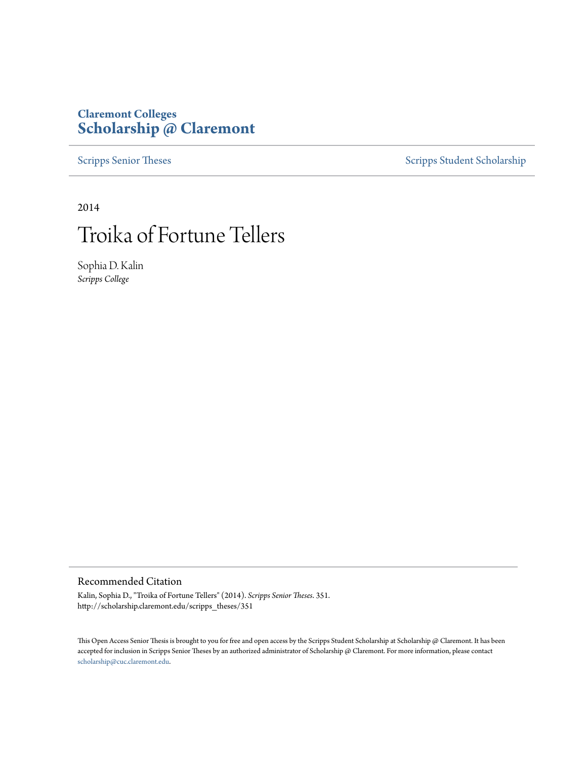**Claremont Colleges**
**Scholarship @ Claremont**

Scripps Senior Theses | Scripps Student Scholarship

2014

# Troika of Fortune Tellers

Sophia D. Kalin
*Scripps College*

## Recommended Citation

Kalin, Sophia D., "Troika of Fortune Tellers" (2014). *Scripps Senior Theses*. 351.
http://scholarship.claremont.edu/scripps_theses/351

This Open Access Senior Thesis is brought to you for free and open access by the Scripps Student Scholarship at Scholarship @ Claremont. It has been accepted for inclusion in Scripps Senior Theses by an authorized administrator of Scholarship @ Claremont. For more information, please contact scholarship@cuc.claremont.edu.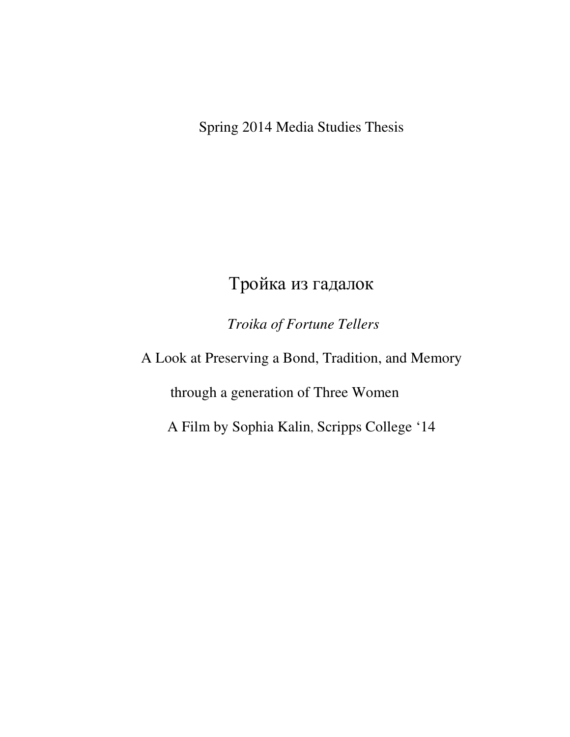Spring 2014 Media Studies Thesis

# Тройка из гадалок

*Troika of Fortune Tellers*

A Look at Preserving a Bond, Tradition, and Memory

through a generation of Three Women

A Film by Sophia Kalin, Scripps College '14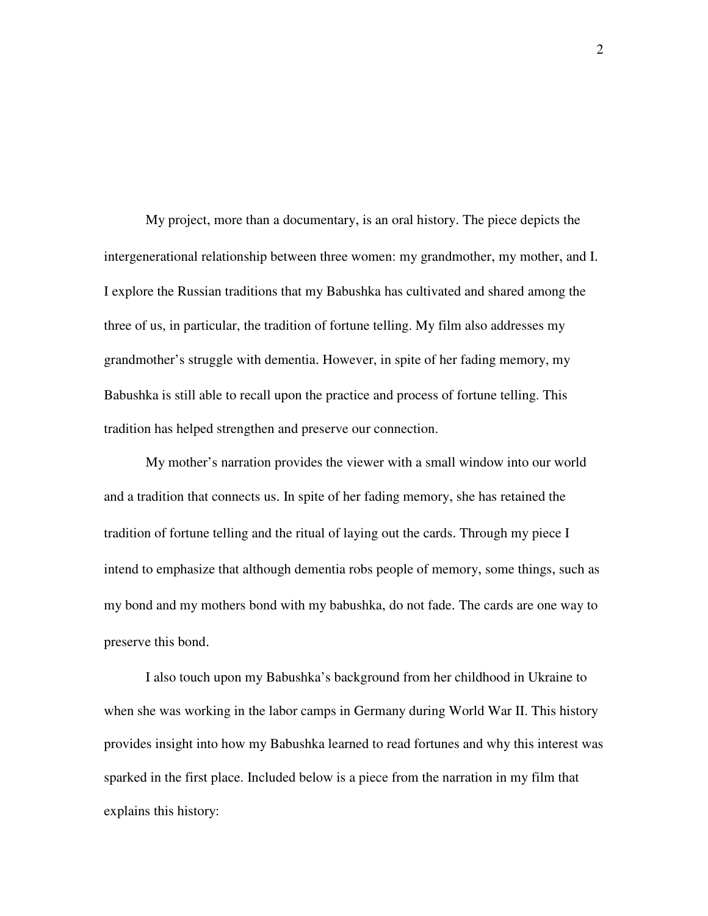My project, more than a documentary, is an oral history. The piece depicts the intergenerational relationship between three women: my grandmother, my mother, and I. I explore the Russian traditions that my Babushka has cultivated and shared among the three of us, in particular, the tradition of fortune telling. My film also addresses my grandmother's struggle with dementia. However, in spite of her fading memory, my Babushka is still able to recall upon the practice and process of fortune telling. This tradition has helped strengthen and preserve our connection.

My mother's narration provides the viewer with a small window into our world and a tradition that connects us. In spite of her fading memory, she has retained the tradition of fortune telling and the ritual of laying out the cards. Through my piece I intend to emphasize that although dementia robs people of memory, some things, such as my bond and my mothers bond with my babushka, do not fade. The cards are one way to preserve this bond.

I also touch upon my Babushka's background from her childhood in Ukraine to when she was working in the labor camps in Germany during World War II. This history provides insight into how my Babushka learned to read fortunes and why this interest was sparked in the first place. Included below is a piece from the narration in my film that explains this history: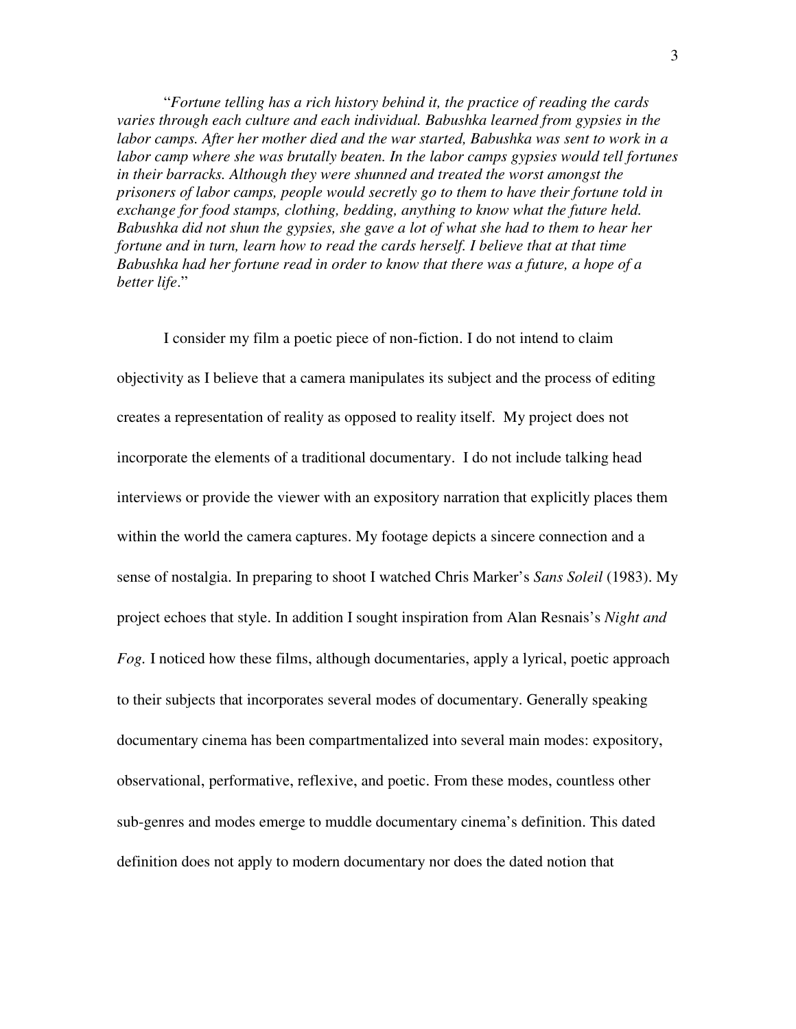"*Fortune telling has a rich history behind it, the practice of reading the cards varies through each culture and each individual. Babushka learned from gypsies in the labor camps. After her mother died and the war started, Babushka was sent to work in a labor camp where she was brutally beaten. In the labor camps gypsies would tell fortunes in their barracks. Although they were shunned and treated the worst amongst the prisoners of labor camps, people would secretly go to them to have their fortune told in exchange for food stamps, clothing, bedding, anything to know what the future held. Babushka did not shun the gypsies, she gave a lot of what she had to them to hear her fortune and in turn, learn how to read the cards herself. I believe that at that time Babushka had her fortune read in order to know that there was a future, a hope of a better life*."

I consider my film a poetic piece of non-fiction. I do not intend to claim objectivity as I believe that a camera manipulates its subject and the process of editing creates a representation of reality as opposed to reality itself. My project does not incorporate the elements of a traditional documentary. I do not include talking head interviews or provide the viewer with an expository narration that explicitly places them within the world the camera captures. My footage depicts a sincere connection and a sense of nostalgia. In preparing to shoot I watched Chris Marker's *Sans Soleil* (1983). My project echoes that style. In addition I sought inspiration from Alan Resnais's *Night and Fog.* I noticed how these films, although documentaries, apply a lyrical, poetic approach to their subjects that incorporates several modes of documentary. Generally speaking documentary cinema has been compartmentalized into several main modes: expository, observational, performative, reflexive, and poetic. From these modes, countless other sub-genres and modes emerge to muddle documentary cinema's definition. This dated definition does not apply to modern documentary nor does the dated notion that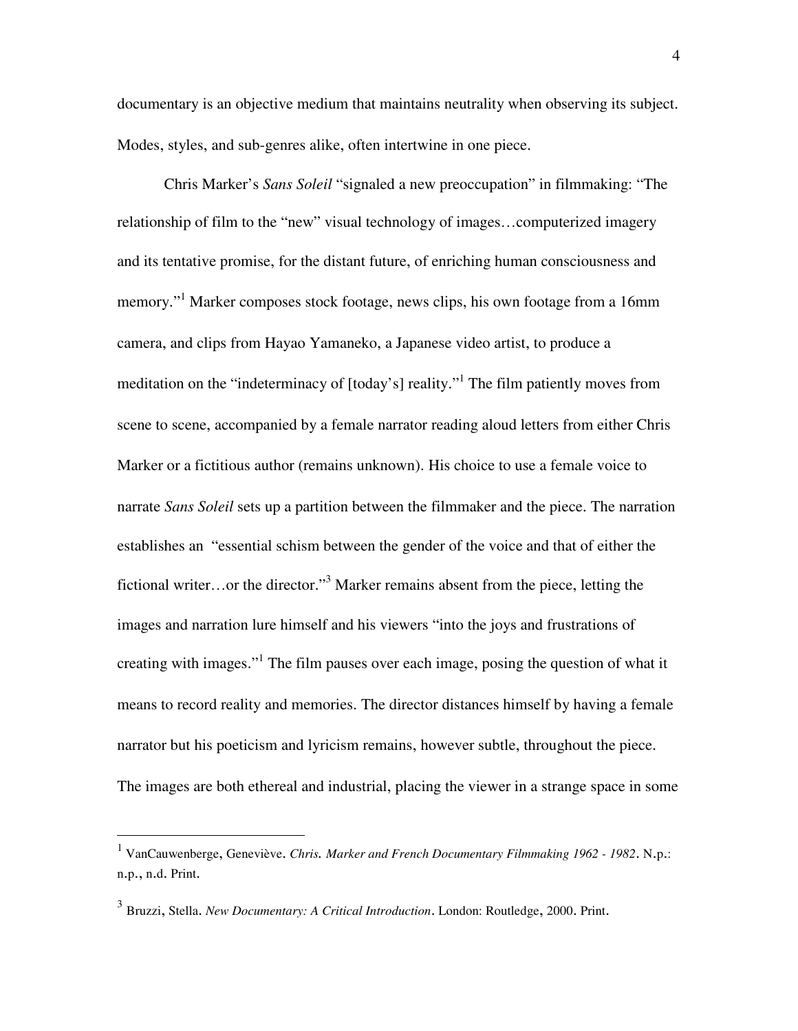documentary is an objective medium that maintains neutrality when observing its subject. Modes, styles, and sub-genres alike, often intertwine in one piece.

Chris Marker's *Sans Soleil* "signaled a new preoccupation" in filmmaking: "The relationship of film to the "new" visual technology of images…computerized imagery and its tentative promise, for the distant future, of enriching human consciousness and memory."[1] Marker composes stock footage, news clips, his own footage from a 16mm camera, and clips from Hayao Yamaneko, a Japanese video artist, to produce a meditation on the "indeterminacy of [today's] reality."[1] The film patiently moves from scene to scene, accompanied by a female narrator reading aloud letters from either Chris Marker or a fictitious author (remains unknown). His choice to use a female voice to narrate *Sans Soleil* sets up a partition between the filmmaker and the piece. The narration establishes an "essential schism between the gender of the voice and that of either the fictional writer…or the director."[3] Marker remains absent from the piece, letting the images and narration lure himself and his viewers "into the joys and frustrations of creating with images."[1] The film pauses over each image, posing the question of what it means to record reality and memories. The director distances himself by having a female narrator but his poeticism and lyricism remains, however subtle, throughout the piece. The images are both ethereal and industrial, placing the viewer in a strange space in some

---

[1] VanCauwenberge, Geneviève. *Chris. Marker and French Documentary Filmmaking 1962 - 1982*. N.p.: n.p., n.d. Print.

[3] Bruzzi, Stella. *New Documentary: A Critical Introduction*. London: Routledge, 2000. Print.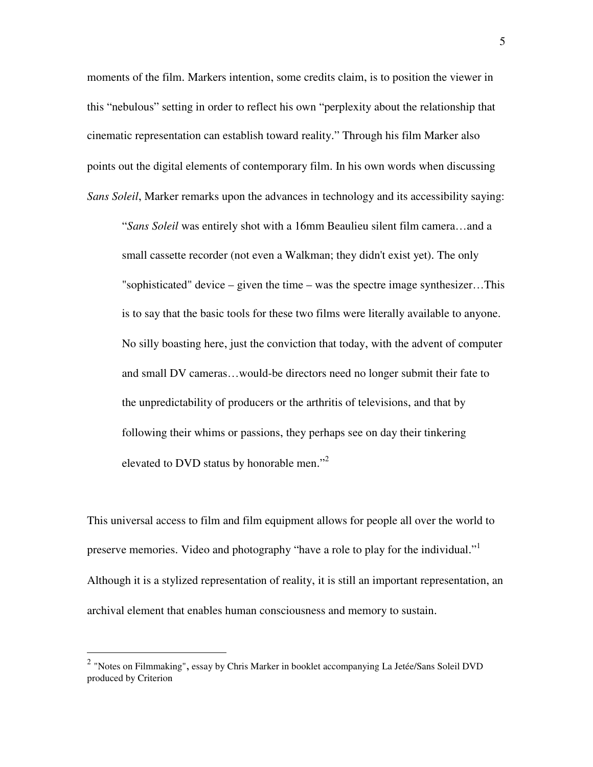moments of the film. Markers intention, some credits claim, is to position the viewer in this "nebulous" setting in order to reflect his own "perplexity about the relationship that cinematic representation can establish toward reality." Through his film Marker also points out the digital elements of contemporary film. In his own words when discussing *Sans Soleil*, Marker remarks upon the advances in technology and its accessibility saying:

> "*Sans Soleil* was entirely shot with a 16mm Beaulieu silent film camera…and a small cassette recorder (not even a Walkman; they didn't exist yet). The only "sophisticated" device – given the time – was the spectre image synthesizer…This is to say that the basic tools for these two films were literally available to anyone. No silly boasting here, just the conviction that today, with the advent of computer and small DV cameras…would-be directors need no longer submit their fate to the unpredictability of producers or the arthritis of televisions, and that by following their whims or passions, they perhaps see on day their tinkering elevated to DVD status by honorable men."[2]

This universal access to film and film equipment allows for people all over the world to preserve memories. Video and photography "have a role to play for the individual."[1] Although it is a stylized representation of reality, it is still an important representation, an archival element that enables human consciousness and memory to sustain.

---

[2] "Notes on Filmmaking", essay by Chris Marker in booklet accompanying La Jetée/Sans Soleil DVD produced by Criterion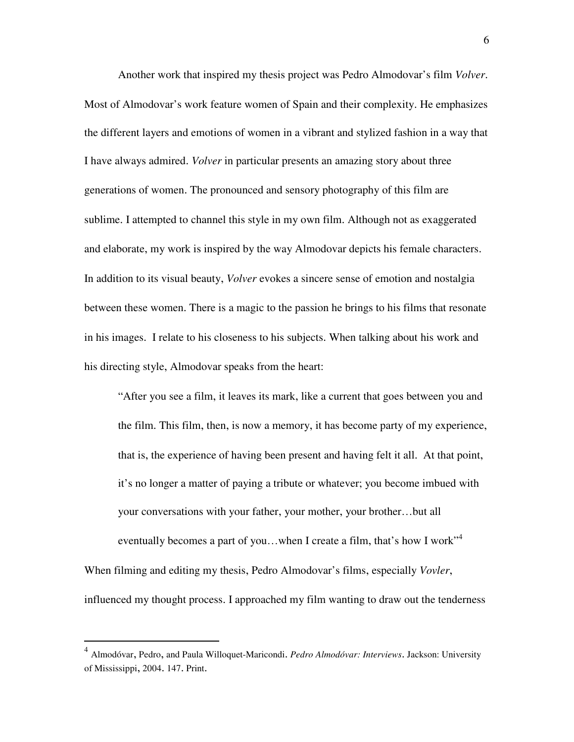Another work that inspired my thesis project was Pedro Almodovar's film *Volver*. Most of Almodovar's work feature women of Spain and their complexity. He emphasizes the different layers and emotions of women in a vibrant and stylized fashion in a way that I have always admired. *Volver* in particular presents an amazing story about three generations of women. The pronounced and sensory photography of this film are sublime. I attempted to channel this style in my own film. Although not as exaggerated and elaborate, my work is inspired by the way Almodovar depicts his female characters. In addition to its visual beauty, *Volver* evokes a sincere sense of emotion and nostalgia between these women. There is a magic to the passion he brings to his films that resonate in his images. I relate to his closeness to his subjects. When talking about his work and his directing style, Almodovar speaks from the heart:

> "After you see a film, it leaves its mark, like a current that goes between you and the film. This film, then, is now a memory, it has become party of my experience, that is, the experience of having been present and having felt it all. At that point, it's no longer a matter of paying a tribute or whatever; you become imbued with your conversations with your father, your mother, your brother…but all eventually becomes a part of you…when I create a film, that's how I work"[4]

When filming and editing my thesis, Pedro Almodovar's films, especially *Vovler*, influenced my thought process. I approached my film wanting to draw out the tenderness

---

[4] Almodóvar, Pedro, and Paula Willoquet-Maricondi. *Pedro Almodóvar: Interviews*. Jackson: University of Mississippi, 2004. 147. Print.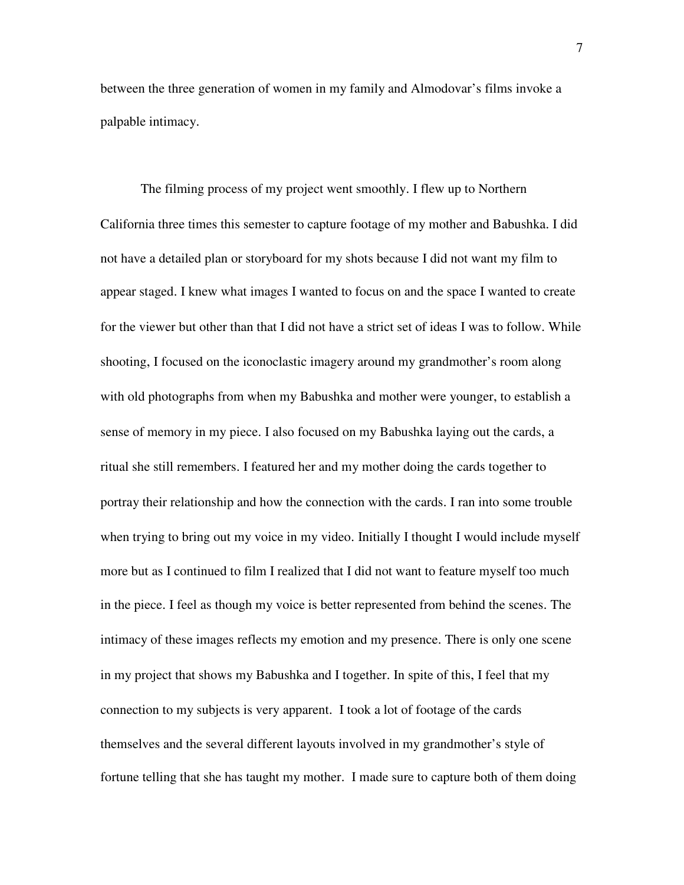between the three generation of women in my family and Almodovar's films invoke a palpable intimacy.

The filming process of my project went smoothly. I flew up to Northern California three times this semester to capture footage of my mother and Babushka. I did not have a detailed plan or storyboard for my shots because I did not want my film to appear staged. I knew what images I wanted to focus on and the space I wanted to create for the viewer but other than that I did not have a strict set of ideas I was to follow. While shooting, I focused on the iconoclastic imagery around my grandmother's room along with old photographs from when my Babushka and mother were younger, to establish a sense of memory in my piece. I also focused on my Babushka laying out the cards, a ritual she still remembers. I featured her and my mother doing the cards together to portray their relationship and how the connection with the cards. I ran into some trouble when trying to bring out my voice in my video. Initially I thought I would include myself more but as I continued to film I realized that I did not want to feature myself too much in the piece. I feel as though my voice is better represented from behind the scenes. The intimacy of these images reflects my emotion and my presence. There is only one scene in my project that shows my Babushka and I together. In spite of this, I feel that my connection to my subjects is very apparent. I took a lot of footage of the cards themselves and the several different layouts involved in my grandmother's style of fortune telling that she has taught my mother. I made sure to capture both of them doing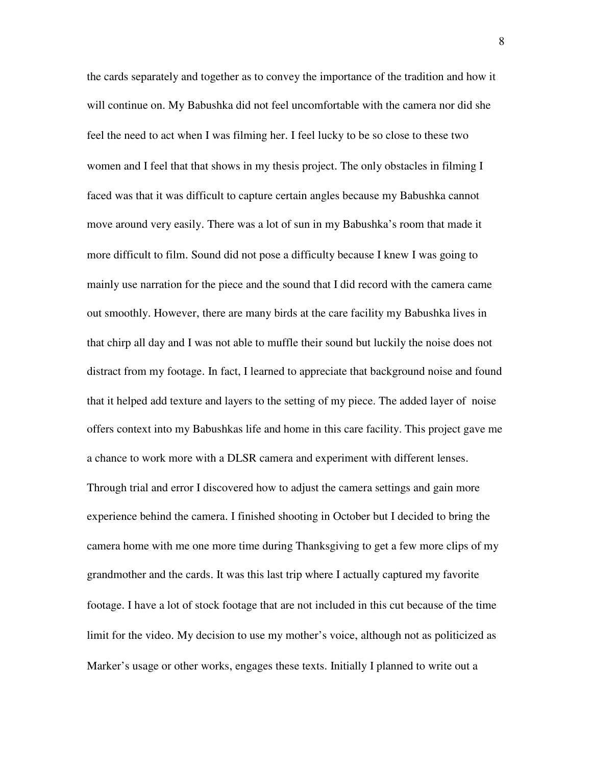the cards separately and together as to convey the importance of the tradition and how it will continue on. My Babushka did not feel uncomfortable with the camera nor did she feel the need to act when I was filming her. I feel lucky to be so close to these two women and I feel that that shows in my thesis project. The only obstacles in filming I faced was that it was difficult to capture certain angles because my Babushka cannot move around very easily. There was a lot of sun in my Babushka's room that made it more difficult to film. Sound did not pose a difficulty because I knew I was going to mainly use narration for the piece and the sound that I did record with the camera came out smoothly. However, there are many birds at the care facility my Babushka lives in that chirp all day and I was not able to muffle their sound but luckily the noise does not distract from my footage. In fact, I learned to appreciate that background noise and found that it helped add texture and layers to the setting of my piece. The added layer of noise offers context into my Babushkas life and home in this care facility. This project gave me a chance to work more with a DLSR camera and experiment with different lenses. Through trial and error I discovered how to adjust the camera settings and gain more experience behind the camera. I finished shooting in October but I decided to bring the camera home with me one more time during Thanksgiving to get a few more clips of my grandmother and the cards. It was this last trip where I actually captured my favorite footage. I have a lot of stock footage that are not included in this cut because of the time limit for the video. My decision to use my mother's voice, although not as politicized as Marker's usage or other works, engages these texts. Initially I planned to write out a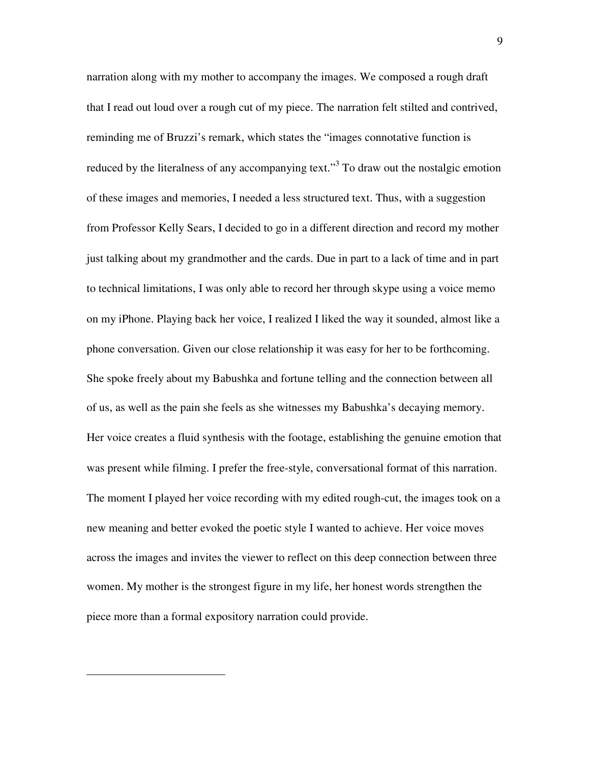narration along with my mother to accompany the images. We composed a rough draft that I read out loud over a rough cut of my piece. The narration felt stilted and contrived, reminding me of Bruzzi's remark, which states the "images connotative function is reduced by the literalness of any accompanying text."[3] To draw out the nostalgic emotion of these images and memories, I needed a less structured text. Thus, with a suggestion from Professor Kelly Sears, I decided to go in a different direction and record my mother just talking about my grandmother and the cards. Due in part to a lack of time and in part to technical limitations, I was only able to record her through skype using a voice memo on my iPhone. Playing back her voice, I realized I liked the way it sounded, almost like a phone conversation. Given our close relationship it was easy for her to be forthcoming. She spoke freely about my Babushka and fortune telling and the connection between all of us, as well as the pain she feels as she witnesses my Babushka's decaying memory. Her voice creates a fluid synthesis with the footage, establishing the genuine emotion that was present while filming. I prefer the free-style, conversational format of this narration. The moment I played her voice recording with my edited rough-cut, the images took on a new meaning and better evoked the poetic style I wanted to achieve. Her voice moves across the images and invites the viewer to reflect on this deep connection between three women. My mother is the strongest figure in my life, her honest words strengthen the piece more than a formal expository narration could provide.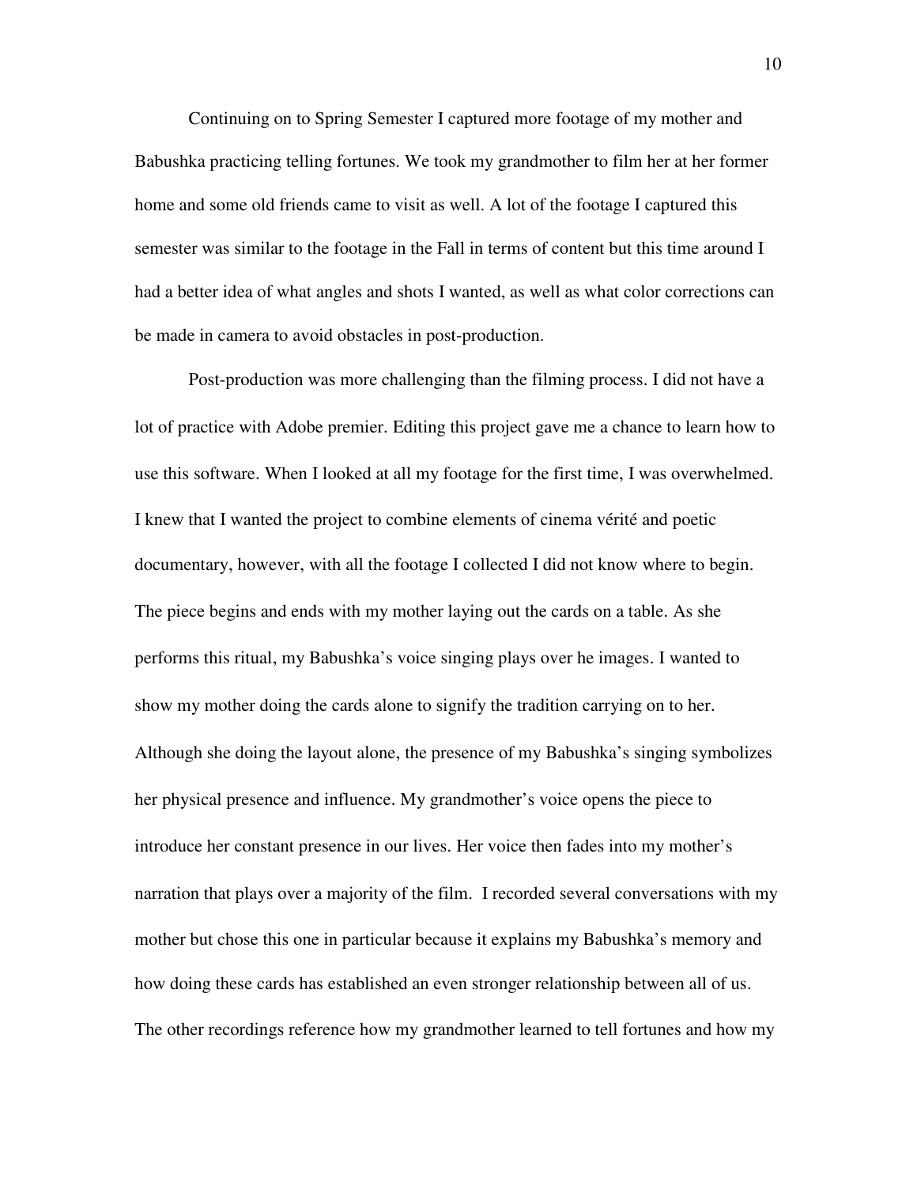Continuing on to Spring Semester I captured more footage of my mother and Babushka practicing telling fortunes. We took my grandmother to film her at her former home and some old friends came to visit as well. A lot of the footage I captured this semester was similar to the footage in the Fall in terms of content but this time around I had a better idea of what angles and shots I wanted, as well as what color corrections can be made in camera to avoid obstacles in post-production.

Post-production was more challenging than the filming process. I did not have a lot of practice with Adobe premier. Editing this project gave me a chance to learn how to use this software. When I looked at all my footage for the first time, I was overwhelmed. I knew that I wanted the project to combine elements of cinema vérité and poetic documentary, however, with all the footage I collected I did not know where to begin. The piece begins and ends with my mother laying out the cards on a table. As she performs this ritual, my Babushka's voice singing plays over he images. I wanted to show my mother doing the cards alone to signify the tradition carrying on to her. Although she doing the layout alone, the presence of my Babushka's singing symbolizes her physical presence and influence. My grandmother's voice opens the piece to introduce her constant presence in our lives. Her voice then fades into my mother's narration that plays over a majority of the film. I recorded several conversations with my mother but chose this one in particular because it explains my Babushka's memory and how doing these cards has established an even stronger relationship between all of us. The other recordings reference how my grandmother learned to tell fortunes and how my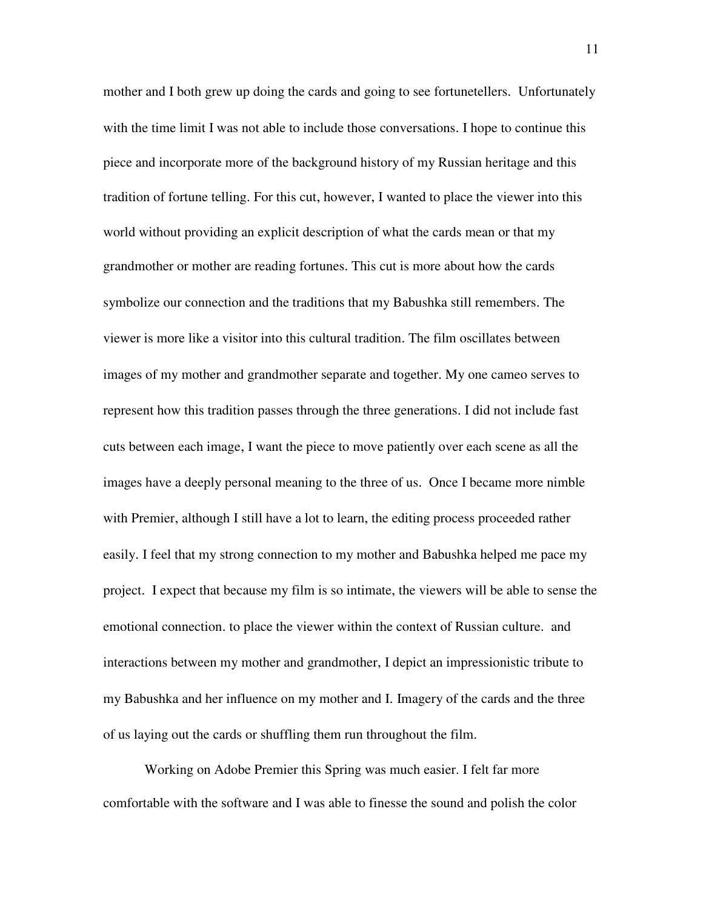mother and I both grew up doing the cards and going to see fortunetellers. Unfortunately with the time limit I was not able to include those conversations. I hope to continue this piece and incorporate more of the background history of my Russian heritage and this tradition of fortune telling. For this cut, however, I wanted to place the viewer into this world without providing an explicit description of what the cards mean or that my grandmother or mother are reading fortunes. This cut is more about how the cards symbolize our connection and the traditions that my Babushka still remembers. The viewer is more like a visitor into this cultural tradition. The film oscillates between images of my mother and grandmother separate and together. My one cameo serves to represent how this tradition passes through the three generations. I did not include fast cuts between each image, I want the piece to move patiently over each scene as all the images have a deeply personal meaning to the three of us. Once I became more nimble with Premier, although I still have a lot to learn, the editing process proceeded rather easily. I feel that my strong connection to my mother and Babushka helped me pace my project. I expect that because my film is so intimate, the viewers will be able to sense the emotional connection. to place the viewer within the context of Russian culture. and interactions between my mother and grandmother, I depict an impressionistic tribute to my Babushka and her influence on my mother and I. Imagery of the cards and the three of us laying out the cards or shuffling them run throughout the film.

Working on Adobe Premier this Spring was much easier. I felt far more comfortable with the software and I was able to finesse the sound and polish the color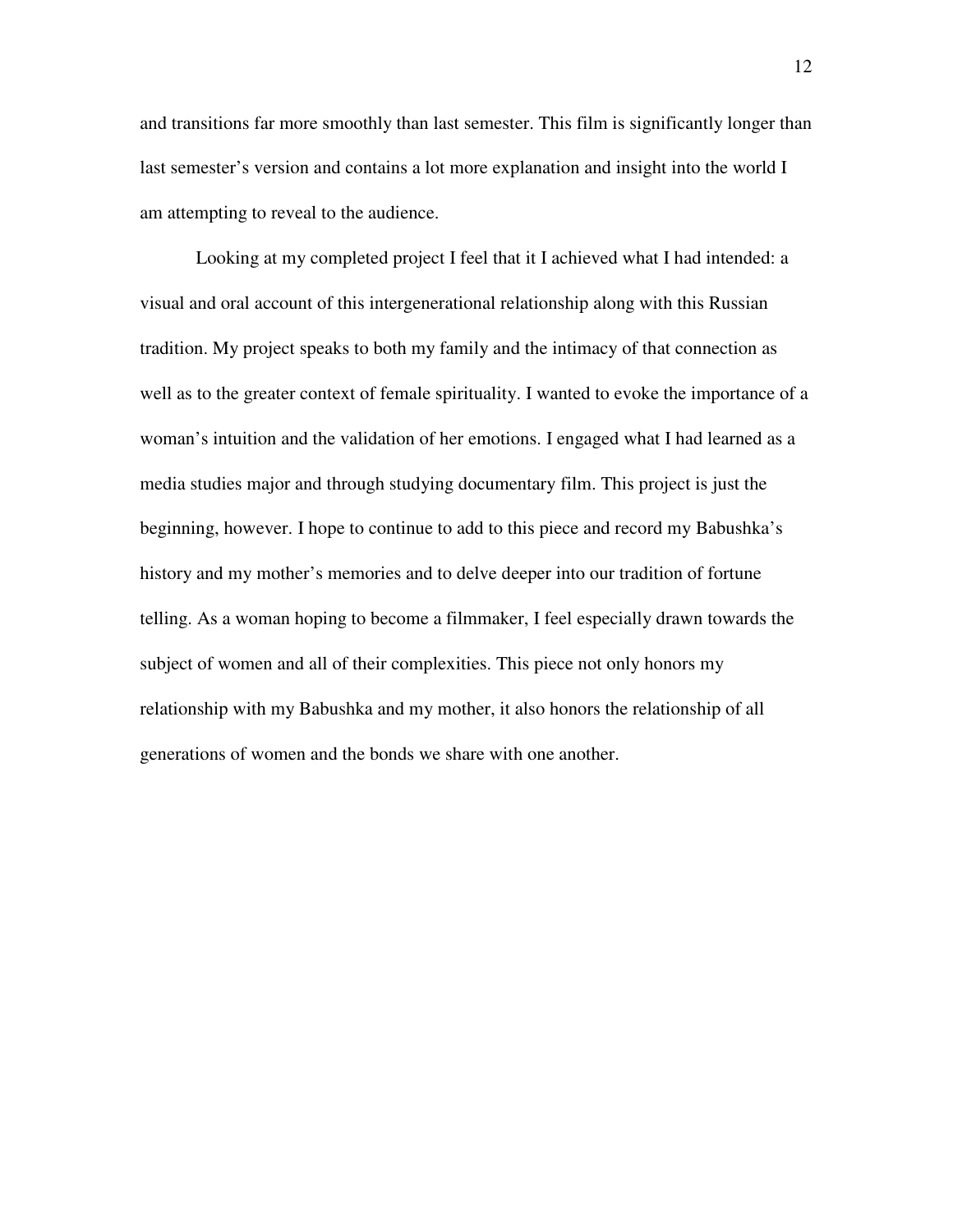and transitions far more smoothly than last semester. This film is significantly longer than last semester's version and contains a lot more explanation and insight into the world I am attempting to reveal to the audience.

Looking at my completed project I feel that it I achieved what I had intended: a visual and oral account of this intergenerational relationship along with this Russian tradition. My project speaks to both my family and the intimacy of that connection as well as to the greater context of female spirituality. I wanted to evoke the importance of a woman's intuition and the validation of her emotions. I engaged what I had learned as a media studies major and through studying documentary film. This project is just the beginning, however. I hope to continue to add to this piece and record my Babushka's history and my mother's memories and to delve deeper into our tradition of fortune telling. As a woman hoping to become a filmmaker, I feel especially drawn towards the subject of women and all of their complexities. This piece not only honors my relationship with my Babushka and my mother, it also honors the relationship of all generations of women and the bonds we share with one another.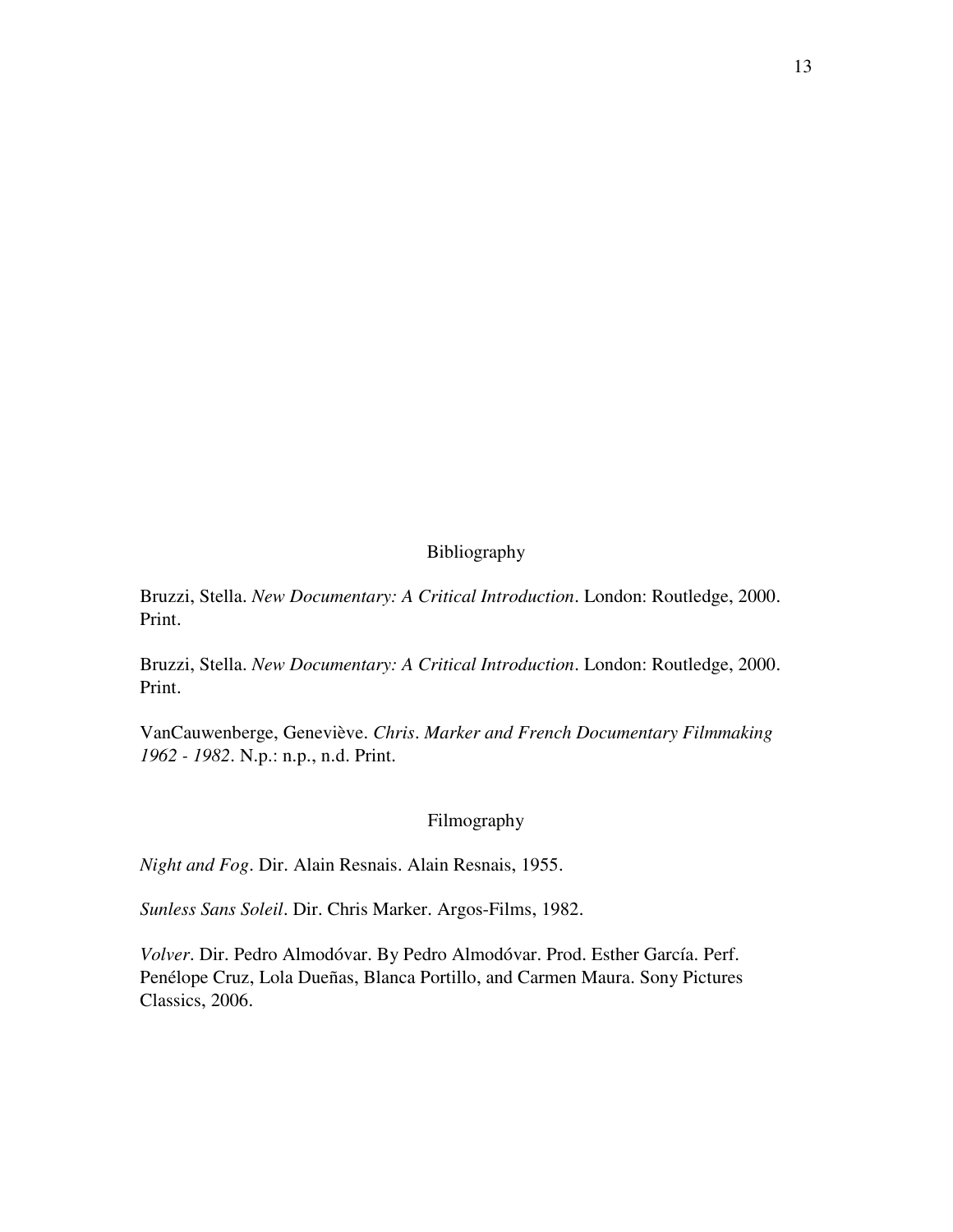## Bibliography

Bruzzi, Stella. *New Documentary: A Critical Introduction*. London: Routledge, 2000. Print.

Bruzzi, Stella. *New Documentary: A Critical Introduction*. London: Routledge, 2000. Print.

VanCauwenberge, Geneviève. *Chris. Marker and French Documentary Filmmaking 1962 - 1982*. N.p.: n.p., n.d. Print.

## Filmography

*Night and Fog*. Dir. Alain Resnais. Alain Resnais, 1955.

*Sunless Sans Soleil*. Dir. Chris Marker. Argos-Films, 1982.

*Volver*. Dir. Pedro Almodóvar. By Pedro Almodóvar. Prod. Esther García. Perf. Penélope Cruz, Lola Dueñas, Blanca Portillo, and Carmen Maura. Sony Pictures Classics, 2006.